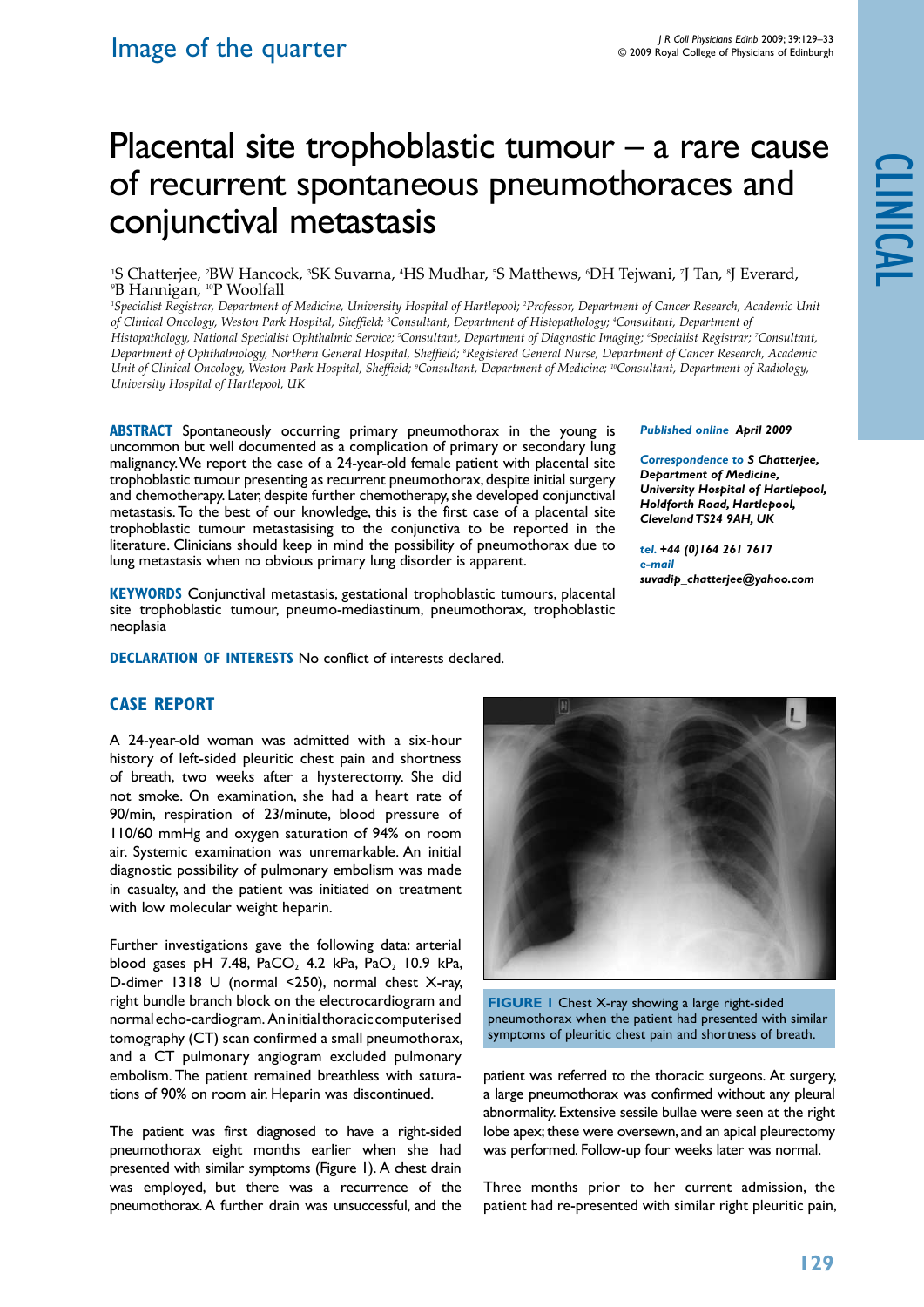Image of the quarter

# Placental site trophoblastic tumour – a rare cause of recurrent spontaneous pneumothoraces and conjunctival metastasis

[1]S Chatterjee, [2]BW Hancock, [3]SK Suvarna, [4]HS Mudhar, [5]S Matthews, [6]DH Tejwani, [7]J Tan, [8]J Everard, [9]B Hannigan, [10]P Woolfall

*[1]Specialist Registrar, Department of Medicine, University Hospital of Hartlepool; [2]Professor, Department of Cancer Research, Academic Unit of Clinical Oncology, Weston Park Hospital, Sheffield; [3]Consultant, Department of Histopathology; [4]Consultant, Department of Histopathology, National Specialist Ophthalmic Service; [5]Consultant, Department of Diagnostic Imaging; [6]Specialist Registrar; [7]Consultant, Department of Ophthalmology, Northern General Hospital, Sheffield; [8]Registered General Nurse, Department of Cancer Research, Academic Unit of Clinical Oncology, Weston Park Hospital, Sheffield; [9]Consultant, Department of Medicine; [10]Consultant, Department of Radiology, University Hospital of Hartlepool, UK*

**ABSTRACT** Spontaneously occurring primary pneumothorax in the young is uncommon but well documented as a complication of primary or secondary lung malignancy. We report the case of a 24-year-old female patient with placental site trophoblastic tumour presenting as recurrent pneumothorax, despite initial surgery and chemotherapy. Later, despite further chemotherapy, she developed conjunctival metastasis. To the best of our knowledge, this is the first case of a placental site trophoblastic tumour metastasising to the conjunctiva to be reported in the literature. Clinicians should keep in mind the possibility of pneumothorax due to lung metastasis when no obvious primary lung disorder is apparent.

**KEYWORDS** Conjunctival metastasis, gestational trophoblastic tumours, placental site trophoblastic tumour, pneumo-mediastinum, pneumothorax, trophoblastic neoplasia

**DECLARATION OF INTERESTS** No conflict of interests declared.

***Published online** April 2009*

***Correspondence to** S Chatterjee, Department of Medicine, University Hospital of Hartlepool, Holdforth Road, Hartlepool, Cleveland TS24 9AH, UK*

***tel.** +44 (0)164 261 7617*
***e-mail** suvadip_chatterjee@yahoo.com*

## CASE REPORT

A 24-year-old woman was admitted with a six-hour history of left-sided pleuritic chest pain and shortness of breath, two weeks after a hysterectomy. She did not smoke. On examination, she had a heart rate of 90/min, respiration of 23/minute, blood pressure of 110/60 mmHg and oxygen saturation of 94% on room air. Systemic examination was unremarkable. An initial diagnostic possibility of pulmonary embolism was made in casualty, and the patient was initiated on treatment with low molecular weight heparin.

Further investigations gave the following data: arterial blood gases pH 7.48, $PaCO_2$ 4.2 kPa, $PaO_2$ 10.9 kPa, D-dimer 1318 U (normal <250), normal chest X-ray, right bundle branch block on the electrocardiogram and normal echo-cardiogram. An initial thoracic computerised tomography (CT) scan confirmed a small pneumothorax, and a CT pulmonary angiogram excluded pulmonary embolism. The patient remained breathless with saturations of 90% on room air. Heparin was discontinued.

The patient was first diagnosed to have a right-sided pneumothorax eight months earlier when she had presented with similar symptoms (Figure 1). A chest drain was employed, but there was a recurrence of the pneumothorax. A further drain was unsuccessful, and the patient was referred to the thoracic surgeons. At surgery, a large pneumothorax was confirmed without any pleural abnormality. Extensive sessile bullae were seen at the right lobe apex; these were oversewn, and an apical pleurectomy was performed. Follow-up four weeks later was normal.

**FIGURE 1** Chest X-ray showing a large right-sided pneumothorax when the patient had presented with similar symptoms of pleuritic chest pain and shortness of breath.

Three months prior to her current admission, the patient had re-presented with similar right pleuritic pain,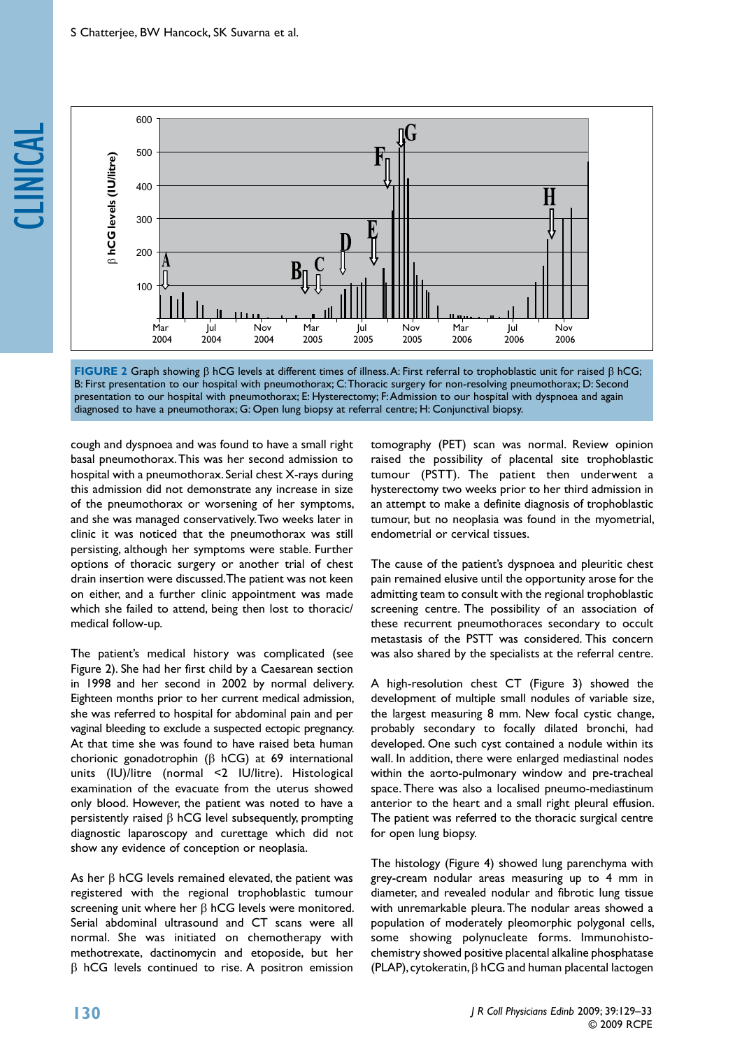**FIGURE 2** Graph showing β hCG levels at different times of illness. A: First referral to trophoblastic unit for raised β hCG; B: First presentation to our hospital with pneumothorax; C: Thoracic surgery for non-resolving pneumothorax; D: Second presentation to our hospital with pneumothorax; E: Hysterectomy; F: Admission to our hospital with dyspnoea and again diagnosed to have a pneumothorax; G: Open lung biopsy at referral centre; H: Conjunctival biopsy.

cough and dyspnoea and was found to have a small right basal pneumothorax. This was her second admission to hospital with a pneumothorax. Serial chest X-rays during this admission did not demonstrate any increase in size of the pneumothorax or worsening of her symptoms, and she was managed conservatively. Two weeks later in clinic it was noticed that the pneumothorax was still persisting, although her symptoms were stable. Further options of thoracic surgery or another trial of chest drain insertion were discussed. The patient was not keen on either, and a further clinic appointment was made which she failed to attend, being then lost to thoracic/medical follow-up.

The patient's medical history was complicated (see Figure 2). She had her first child by a Caesarean section in 1998 and her second in 2002 by normal delivery. Eighteen months prior to her current medical admission, she was referred to hospital for abdominal pain and per vaginal bleeding to exclude a suspected ectopic pregnancy. At that time she was found to have raised beta human chorionic gonadotrophin (β hCG) at 69 international units (IU)/litre (normal <2 IU/litre). Histological examination of the evacuate from the uterus showed only blood. However, the patient was noted to have a persistently raised β hCG level subsequently, prompting diagnostic laparoscopy and curettage which did not show any evidence of conception or neoplasia.

As her β hCG levels remained elevated, the patient was registered with the regional trophoblastic tumour screening unit where her β hCG levels were monitored. Serial abdominal ultrasound and CT scans were all normal. She was initiated on chemotherapy with methotrexate, dactinomycin and etoposide, but her β hCG levels continued to rise. A positron emission tomography (PET) scan was normal. Review opinion raised the possibility of placental site trophoblastic tumour (PSTT). The patient then underwent a hysterectomy two weeks prior to her third admission in an attempt to make a definite diagnosis of trophoblastic tumour, but no neoplasia was found in the myometrial, endometrial or cervical tissues.

The cause of the patient's dyspnoea and pleuritic chest pain remained elusive until the opportunity arose for the admitting team to consult with the regional trophoblastic screening centre. The possibility of an association of these recurrent pneumothoraces secondary to occult metastasis of the PSTT was considered. This concern was also shared by the specialists at the referral centre.

A high-resolution chest CT (Figure 3) showed the development of multiple small nodules of variable size, the largest measuring 8 mm. New focal cystic change, probably secondary to focally dilated bronchi, had developed. One such cyst contained a nodule within its wall. In addition, there were enlarged mediastinal nodes within the aorto-pulmonary window and pre-tracheal space. There was also a localised pneumo-mediastinum anterior to the heart and a small right pleural effusion. The patient was referred to the thoracic surgical centre for open lung biopsy.

The histology (Figure 4) showed lung parenchyma with grey-cream nodular areas measuring up to 4 mm in diameter, and revealed nodular and fibrotic lung tissue with unremarkable pleura. The nodular areas showed a population of moderately pleomorphic polygonal cells, some showing polynucleate forms. Immunohistochemistry showed positive placental alkaline phosphatase (PLAP), cytokeratin, β hCG and human placental lactogen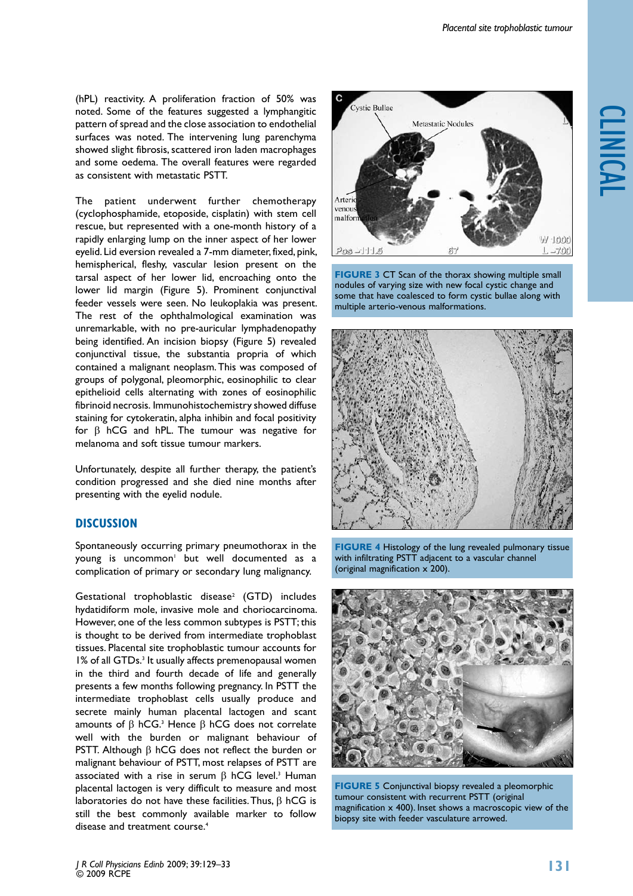(hPL) reactivity. A proliferation fraction of 50% was noted. Some of the features suggested a lymphangitic pattern of spread and the close association to endothelial surfaces was noted. The intervening lung parenchyma showed slight fibrosis, scattered iron laden macrophages and some oedema. The overall features were regarded as consistent with metastatic PSTT.

The patient underwent further chemotherapy (cyclophosphamide, etoposide, cisplatin) with stem cell rescue, but represented with a one-month history of a rapidly enlarging lump on the inner aspect of her lower eyelid. Lid eversion revealed a 7-mm diameter, fixed, pink, hemispherical, fleshy, vascular lesion present on the tarsal aspect of her lower lid, encroaching onto the lower lid margin (Figure 5). Prominent conjunctival feeder vessels were seen. No leukoplakia was present. The rest of the ophthalmological examination was unremarkable, with no pre-auricular lymphadenopathy being identified. An incision biopsy (Figure 5) revealed conjunctival tissue, the substantia propria of which contained a malignant neoplasm. This was composed of groups of polygonal, pleomorphic, eosinophilic to clear epithelioid cells alternating with zones of eosinophilic fibrinoid necrosis. Immunohistochemistry showed diffuse staining for cytokeratin, alpha inhibin and focal positivity for β hCG and hPL. The tumour was negative for melanoma and soft tissue tumour markers.

Unfortunately, despite all further therapy, the patient's condition progressed and she died nine months after presenting with the eyelid nodule.

## DISCUSSION

Spontaneously occurring primary pneumothorax in the young is uncommon[1] but well documented as a complication of primary or secondary lung malignancy.

Gestational trophoblastic disease[2] (GTD) includes hydatidiform mole, invasive mole and choriocarcinoma. However, one of the less common subtypes is PSTT; this is thought to be derived from intermediate trophoblast tissues. Placental site trophoblastic tumour accounts for 1% of all GTDs.[3] It usually affects premenopausal women in the third and fourth decade of life and generally presents a few months following pregnancy. In PSTT the intermediate trophoblast cells usually produce and secrete mainly human placental lactogen and scant amounts of β hCG.[3] Hence β hCG does not correlate well with the burden or malignant behaviour of PSTT. Although β hCG does not reflect the burden or malignant behaviour of PSTT, most relapses of PSTT are associated with a rise in serum β hCG level.[3] Human placental lactogen is very difficult to measure and most laboratories do not have these facilities. Thus, β hCG is still the best commonly available marker to follow disease and treatment course.[4]

**FIGURE 3** CT Scan of the thorax showing multiple small nodules of varying size with new focal cystic change and some that have coalesced to form cystic bullae along with multiple arterio-venous malformations.

**FIGURE 4** Histology of the lung revealed pulmonary tissue with infiltrating PSTT adjacent to a vascular channel (original magnification x 200).

**FIGURE 5** Conjunctival biopsy revealed a pleomorphic tumour consistent with recurrent PSTT (original magnification x 400). Inset shows a macroscopic view of the biopsy site with feeder vasculature arrowed.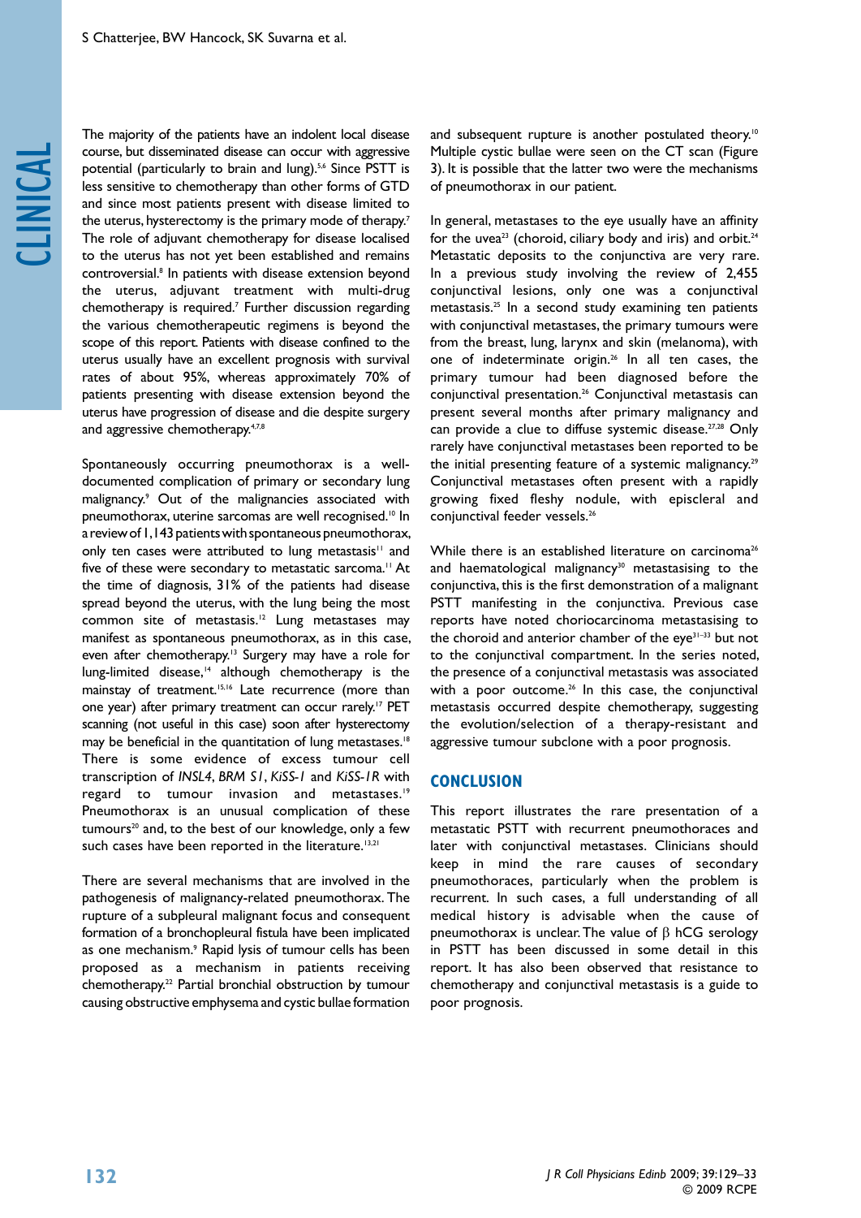The majority of the patients have an indolent local disease course, but disseminated disease can occur with aggressive potential (particularly to brain and lung).[5,6] Since PSTT is less sensitive to chemotherapy than other forms of GTD and since most patients present with disease limited to the uterus, hysterectomy is the primary mode of therapy.[7] The role of adjuvant chemotherapy for disease localised to the uterus has not yet been established and remains controversial.[8] In patients with disease extension beyond the uterus, adjuvant treatment with multi-drug chemotherapy is required.[7] Further discussion regarding the various chemotherapeutic regimens is beyond the scope of this report. Patients with disease confined to the uterus usually have an excellent prognosis with survival rates of about 95%, whereas approximately 70% of patients presenting with disease extension beyond the uterus have progression of disease and die despite surgery and aggressive chemotherapy.[4,7,8]

Spontaneously occurring pneumothorax is a well-documented complication of primary or secondary lung malignancy.[9] Out of the malignancies associated with pneumothorax, uterine sarcomas are well recognised.[10] In a review of 1,143 patients with spontaneous pneumothorax, only ten cases were attributed to lung metastasis[11] and five of these were secondary to metastatic sarcoma.[11] At the time of diagnosis, 31% of the patients had disease spread beyond the uterus, with the lung being the most common site of metastasis.[12] Lung metastases may manifest as spontaneous pneumothorax, as in this case, even after chemotherapy.[13] Surgery may have a role for lung-limited disease,[14] although chemotherapy is the mainstay of treatment.[15,16] Late recurrence (more than one year) after primary treatment can occur rarely.[17] PET scanning (not useful in this case) soon after hysterectomy may be beneficial in the quantitation of lung metastases.[18] There is some evidence of excess tumour cell transcription of *INSL4*, *BRM S1*, *KiSS-1* and *KiSS-1R* with regard to tumour invasion and metastases.[19] Pneumothorax is an unusual complication of these tumours[20] and, to the best of our knowledge, only a few such cases have been reported in the literature.[13,21]

There are several mechanisms that are involved in the pathogenesis of malignancy-related pneumothorax. The rupture of a subpleural malignant focus and consequent formation of a bronchopleural fistula have been implicated as one mechanism.[9] Rapid lysis of tumour cells has been proposed as a mechanism in patients receiving chemotherapy.[22] Partial bronchial obstruction by tumour causing obstructive emphysema and cystic bullae formation and subsequent rupture is another postulated theory.[10] Multiple cystic bullae were seen on the CT scan (Figure 3). It is possible that the latter two were the mechanisms of pneumothorax in our patient.

In general, metastases to the eye usually have an affinity for the uvea[23] (choroid, ciliary body and iris) and orbit.[24] Metastatic deposits to the conjunctiva are very rare. In a previous study involving the review of 2,455 conjunctival lesions, only one was a conjunctival metastasis.[25] In a second study examining ten patients with conjunctival metastases, the primary tumours were from the breast, lung, larynx and skin (melanoma), with one of indeterminate origin.[26] In all ten cases, the primary tumour had been diagnosed before the conjunctival presentation.[26] Conjunctival metastasis can present several months after primary malignancy and can provide a clue to diffuse systemic disease.[27,28] Only rarely have conjunctival metastases been reported to be the initial presenting feature of a systemic malignancy.[29] Conjunctival metastases often present with a rapidly growing fixed fleshy nodule, with episcleral and conjunctival feeder vessels.[26]

While there is an established literature on carcinoma[26] and haematological malignancy[30] metastasising to the conjunctiva, this is the first demonstration of a malignant PSTT manifesting in the conjunctiva. Previous case reports have noted choriocarcinoma metastasising to the choroid and anterior chamber of the eye[31–33] but not to the conjunctival compartment. In the series noted, the presence of a conjunctival metastasis was associated with a poor outcome.[26] In this case, the conjunctival metastasis occurred despite chemotherapy, suggesting the evolution/selection of a therapy-resistant and aggressive tumour subclone with a poor prognosis.

## CONCLUSION

This report illustrates the rare presentation of a metastatic PSTT with recurrent pneumothoraces and later with conjunctival metastases. Clinicians should keep in mind the rare causes of secondary pneumothoraces, particularly when the problem is recurrent. In such cases, a full understanding of all medical history is advisable when the cause of pneumothorax is unclear. The value of $\beta$ hCG serology in PSTT has been discussed in some detail in this report. It has also been observed that resistance to chemotherapy and conjunctival metastasis is a guide to poor prognosis.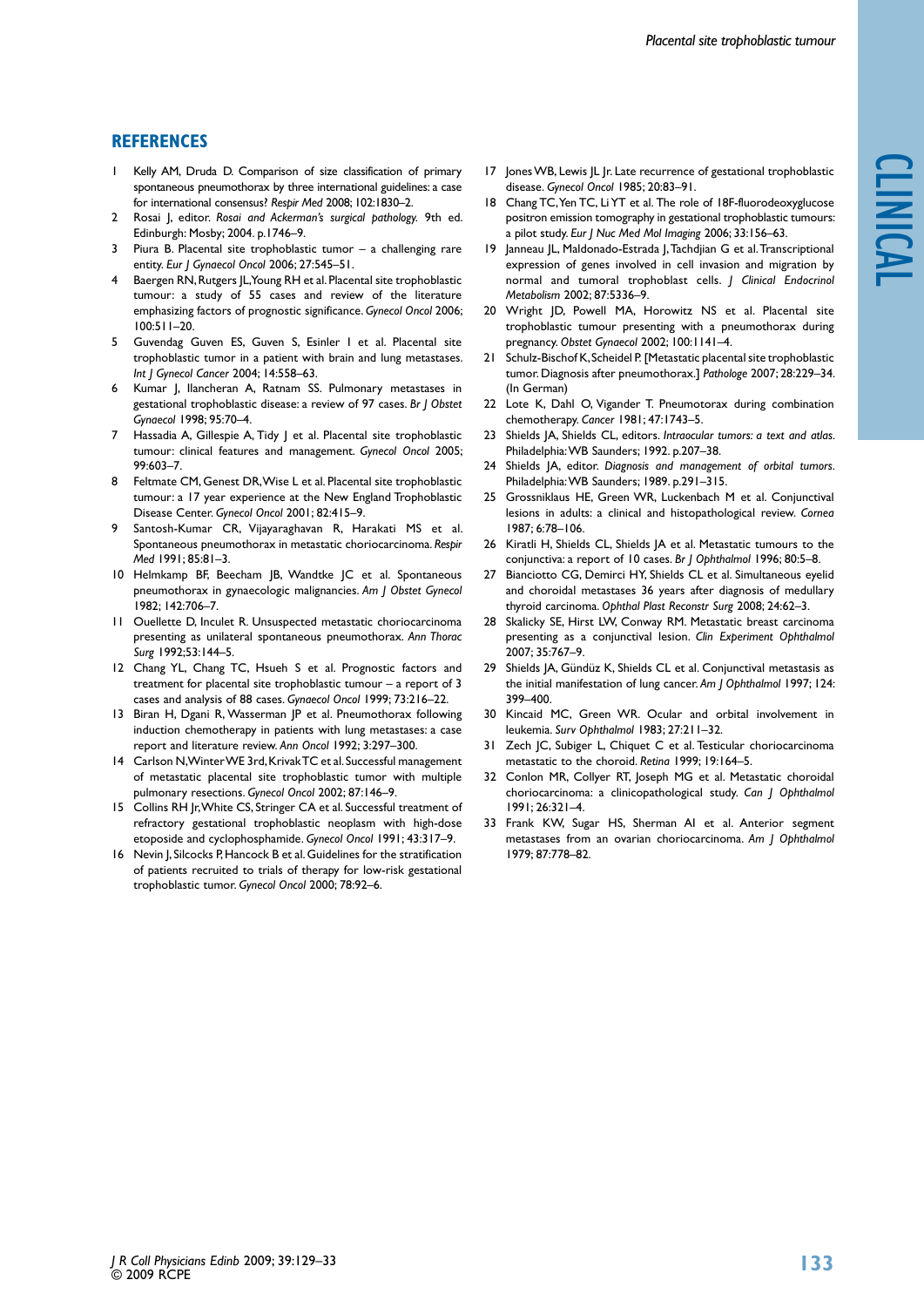## REFERENCES

1 Kelly AM, Druda D. Comparison of size classification of primary spontaneous pneumothorax by three international guidelines: a case for international consensus? *Respir Med* 2008; 102:1830–2.
2 Rosai J, editor. *Rosai and Ackerman's surgical pathology.* 9th ed. Edinburgh: Mosby; 2004. p.1746–9.
3 Piura B. Placental site trophoblastic tumor – a challenging rare entity. *Eur J Gynaecol Oncol* 2006; 27:545–51.
4 Baergen RN, Rutgers JL, Young RH et al. Placental site trophoblastic tumour: a study of 55 cases and review of the literature emphasizing factors of prognostic significance. *Gynecol Oncol* 2006; 100:511–20.
5 Guvendag Guven ES, Guven S, Esinler I et al. Placental site trophoblastic tumor in a patient with brain and lung metastases. *Int J Gynecol Cancer* 2004; 14:558–63.
6 Kumar J, Ilancheran A, Ratnam SS. Pulmonary metastases in gestational trophoblastic disease: a review of 97 cases. *Br J Obstet Gynaecol* 1998; 95:70–4.
7 Hassadia A, Gillespie A, Tidy J et al. Placental site trophoblastic tumour: clinical features and management. *Gynecol Oncol* 2005; 99:603–7.
8 Feltmate CM, Genest DR, Wise L et al. Placental site trophoblastic tumour: a 17 year experience at the New England Trophoblastic Disease Center. *Gynecol Oncol* 2001; 82:415–9.
9 Santosh-Kumar CR, Vijayaraghavan R, Harakati MS et al. Spontaneous pneumothorax in metastatic choriocarcinoma. *Respir Med* 1991; 85:81–3.
10 Helmkamp BF, Beecham JB, Wandtke JC et al. Spontaneous pneumothorax in gynaecologic malignancies. *Am J Obstet Gynecol* 1982; 142:706–7.
11 Ouellette D, Inculet R. Unsuspected metastatic choriocarcinoma presenting as unilateral spontaneous pneumothorax. *Ann Thorac Surg* 1992;53:144–5.
12 Chang YL, Chang TC, Hsueh S et al. Prognostic factors and treatment for placental site trophoblastic tumour – a report of 3 cases and analysis of 88 cases. *Gynaecol Oncol* 1999; 73:216–22.
13 Biran H, Dgani R, Wasserman JP et al. Pneumothorax following induction chemotherapy in patients with lung metastases: a case report and literature review. *Ann Oncol* 1992; 3:297–300.
14 Carlson N, Winter WE 3rd, Krivak TC et al. Successful management of metastatic placental site trophoblastic tumor with multiple pulmonary resections. *Gynecol Oncol* 2002; 87:146–9.
15 Collins RH Jr, White CS, Stringer CA et al. Successful treatment of refractory gestational trophoblastic neoplasm with high-dose etoposide and cyclophosphamide. *Gynecol Oncol* 1991; 43:317–9.
16 Nevin J, Silcocks P, Hancock B et al. Guidelines for the stratification of patients recruited to trials of therapy for low-risk gestational trophoblastic tumor. *Gynecol Oncol* 2000; 78:92–6.
17 Jones WB, Lewis JL Jr. Late recurrence of gestational trophoblastic disease. *Gynecol Oncol* 1985; 20:83–91.
18 Chang TC, Yen TC, Li YT et al. The role of 18F-fluorodeoxyglucose positron emission tomography in gestational trophoblastic tumours: a pilot study. *Eur J Nuc Med Mol Imaging* 2006; 33:156–63.
19 Janneau JL, Maldonado-Estrada J, Tachdjian G et al. Transcriptional expression of genes involved in cell invasion and migration by normal and tumoral trophoblast cells. *J Clinical Endocrinol Metabolism* 2002; 87:5336–9.
20 Wright JD, Powell MA, Horowitz NS et al. Placental site trophoblastic tumour presenting with a pneumothorax during pregnancy. *Obstet Gynaecol* 2002; 100:1141–4.
21 Schulz-Bischof K, Scheidel P. [Metastatic placental site trophoblastic tumor. Diagnosis after pneumothorax.] *Pathologe* 2007; 28:229–34. (In German)
22 Lote K, Dahl O, Vigander T. Pneumotorax during combination chemotherapy. *Cancer* 1981; 47:1743–5.
23 Shields JA, Shields CL, editors. *Intraocular tumors: a text and atlas*. Philadelphia: WB Saunders; 1992. p.207–38.
24 Shields JA, editor. *Diagnosis and management of orbital tumors*. Philadelphia: WB Saunders; 1989. p.291–315.
25 Grossniklaus HE, Green WR, Luckenbach M et al. Conjunctival lesions in adults: a clinical and histopathological review. *Cornea* 1987; 6:78–106.
26 Kiratli H, Shields CL, Shields JA et al. Metastatic tumours to the conjunctiva: a report of 10 cases. *Br J Ophthalmol* 1996; 80:5–8.
27 Bianciotto CG, Demirci HY, Shields CL et al. Simultaneous eyelid and choroidal metastases 36 years after diagnosis of medullary thyroid carcinoma. *Ophthal Plast Reconstr Surg* 2008; 24:62–3.
28 Skalicky SE, Hirst LW, Conway RM. Metastatic breast carcinoma presenting as a conjunctival lesion. *Clin Experiment Ophthalmol* 2007; 35:767–9.
29 Shields JA, Gündüz K, Shields CL et al. Conjunctival metastasis as the initial manifestation of lung cancer. *Am J Ophthalmol* 1997; 124: 399–400.
30 Kincaid MC, Green WR. Ocular and orbital involvement in leukemia. *Surv Ophthalmol* 1983; 27:211–32.
31 Zech JC, Subiger L, Chiquet C et al. Testicular choriocarcinoma metastatic to the choroid. *Retina* 1999; 19:164–5.
32 Conlon MR, Collyer RT, Joseph MG et al. Metastatic choroidal choriocarcinoma: a clinicopathological study. *Can J Ophthalmol* 1991; 26:321–4.
33 Frank KW, Sugar HS, Sherman AI et al. Anterior segment metastases from an ovarian choriocarcinoma. *Am J Ophthalmol* 1979; 87:778–82.